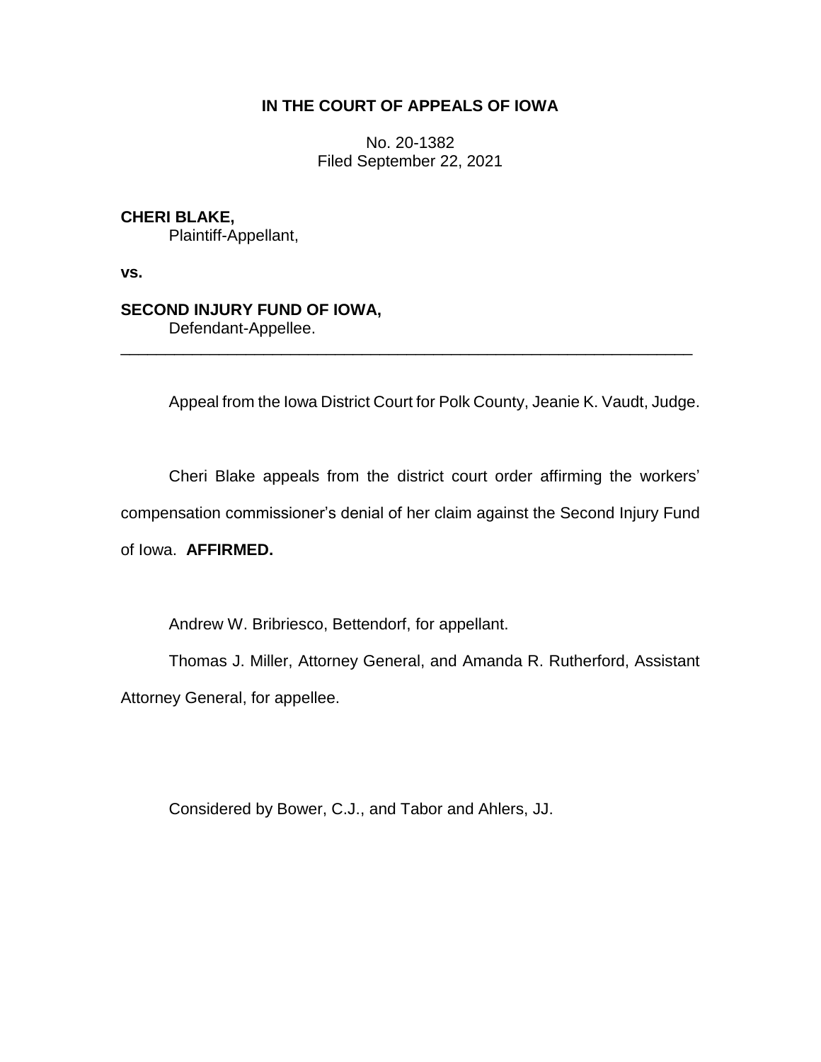**IN THE COURT OF APPEALS OF IOWA**

No. 20-1382
Filed September 22, 2021

**CHERI BLAKE,**
Plaintiff-Appellant,

**vs.**

**SECOND INJURY FUND OF IOWA,**
Defendant-Appellee.

---

Appeal from the Iowa District Court for Polk County, Jeanie K. Vaudt, Judge.

Cheri Blake appeals from the district court order affirming the workers' compensation commissioner's denial of her claim against the Second Injury Fund of Iowa. **AFFIRMED.**

Andrew W. Bribriesco, Bettendorf, for appellant.

Thomas J. Miller, Attorney General, and Amanda R. Rutherford, Assistant Attorney General, for appellee.

Considered by Bower, C.J., and Tabor and Ahlers, JJ.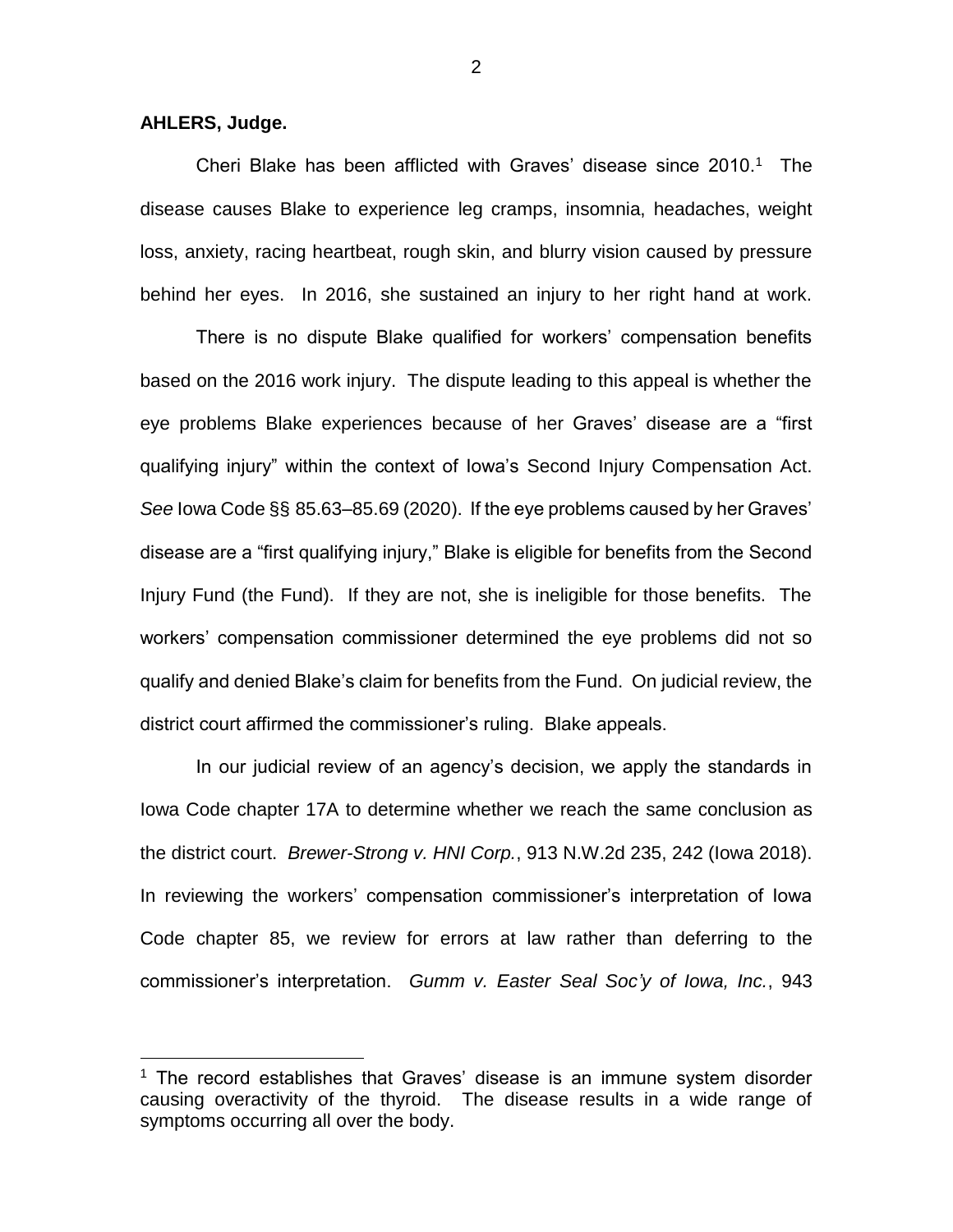**AHLERS, Judge.**

Cheri Blake has been afflicted with Graves' disease since 2010.[1] The disease causes Blake to experience leg cramps, insomnia, headaches, weight loss, anxiety, racing heartbeat, rough skin, and blurry vision caused by pressure behind her eyes. In 2016, she sustained an injury to her right hand at work.

There is no dispute Blake qualified for workers' compensation benefits based on the 2016 work injury. The dispute leading to this appeal is whether the eye problems Blake experiences because of her Graves' disease are a "first qualifying injury" within the context of Iowa's Second Injury Compensation Act. *See* Iowa Code §§ 85.63–85.69 (2020). If the eye problems caused by her Graves' disease are a "first qualifying injury," Blake is eligible for benefits from the Second Injury Fund (the Fund). If they are not, she is ineligible for those benefits. The workers' compensation commissioner determined the eye problems did not so qualify and denied Blake's claim for benefits from the Fund. On judicial review, the district court affirmed the commissioner's ruling. Blake appeals.

In our judicial review of an agency's decision, we apply the standards in Iowa Code chapter 17A to determine whether we reach the same conclusion as the district court. *Brewer-Strong v. HNI Corp.*, 913 N.W.2d 235, 242 (Iowa 2018). In reviewing the workers' compensation commissioner's interpretation of Iowa Code chapter 85, we review for errors at law rather than deferring to the commissioner's interpretation. *Gumm v. Easter Seal Soc'y of Iowa, Inc.*, 943

[1] The record establishes that Graves' disease is an immune system disorder causing overactivity of the thyroid. The disease results in a wide range of symptoms occurring all over the body.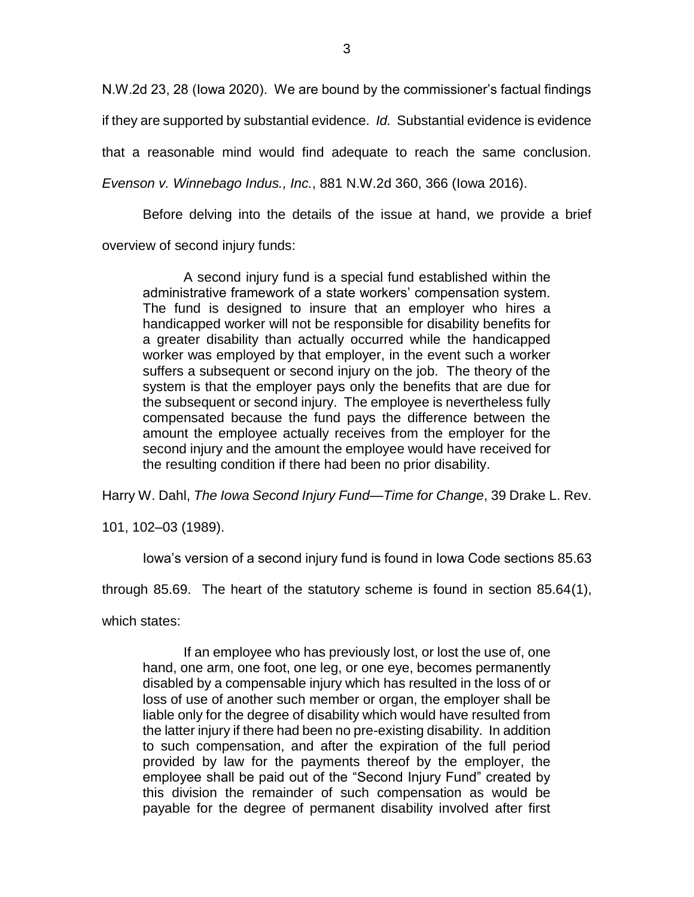N.W.2d 23, 28 (Iowa 2020). We are bound by the commissioner's factual findings if they are supported by substantial evidence. *Id.* Substantial evidence is evidence that a reasonable mind would find adequate to reach the same conclusion. *Evenson v. Winnebago Indus., Inc.*, 881 N.W.2d 360, 366 (Iowa 2016).

Before delving into the details of the issue at hand, we provide a brief overview of second injury funds:

> A second injury fund is a special fund established within the administrative framework of a state workers' compensation system. The fund is designed to insure that an employer who hires a handicapped worker will not be responsible for disability benefits for a greater disability than actually occurred while the handicapped worker was employed by that employer, in the event such a worker suffers a subsequent or second injury on the job. The theory of the system is that the employer pays only the benefits that are due for the subsequent or second injury. The employee is nevertheless fully compensated because the fund pays the difference between the amount the employee actually receives from the employer for the second injury and the amount the employee would have received for the resulting condition if there had been no prior disability.

Harry W. Dahl, *The Iowa Second Injury Fund—Time for Change*, 39 Drake L. Rev. 101, 102–03 (1989).

Iowa's version of a second injury fund is found in Iowa Code sections 85.63 through 85.69. The heart of the statutory scheme is found in section 85.64(1), which states:

> If an employee who has previously lost, or lost the use of, one hand, one arm, one foot, one leg, or one eye, becomes permanently disabled by a compensable injury which has resulted in the loss of or loss of use of another such member or organ, the employer shall be liable only for the degree of disability which would have resulted from the latter injury if there had been no pre-existing disability. In addition to such compensation, and after the expiration of the full period provided by law for the payments thereof by the employer, the employee shall be paid out of the "Second Injury Fund" created by this division the remainder of such compensation as would be payable for the degree of permanent disability involved after first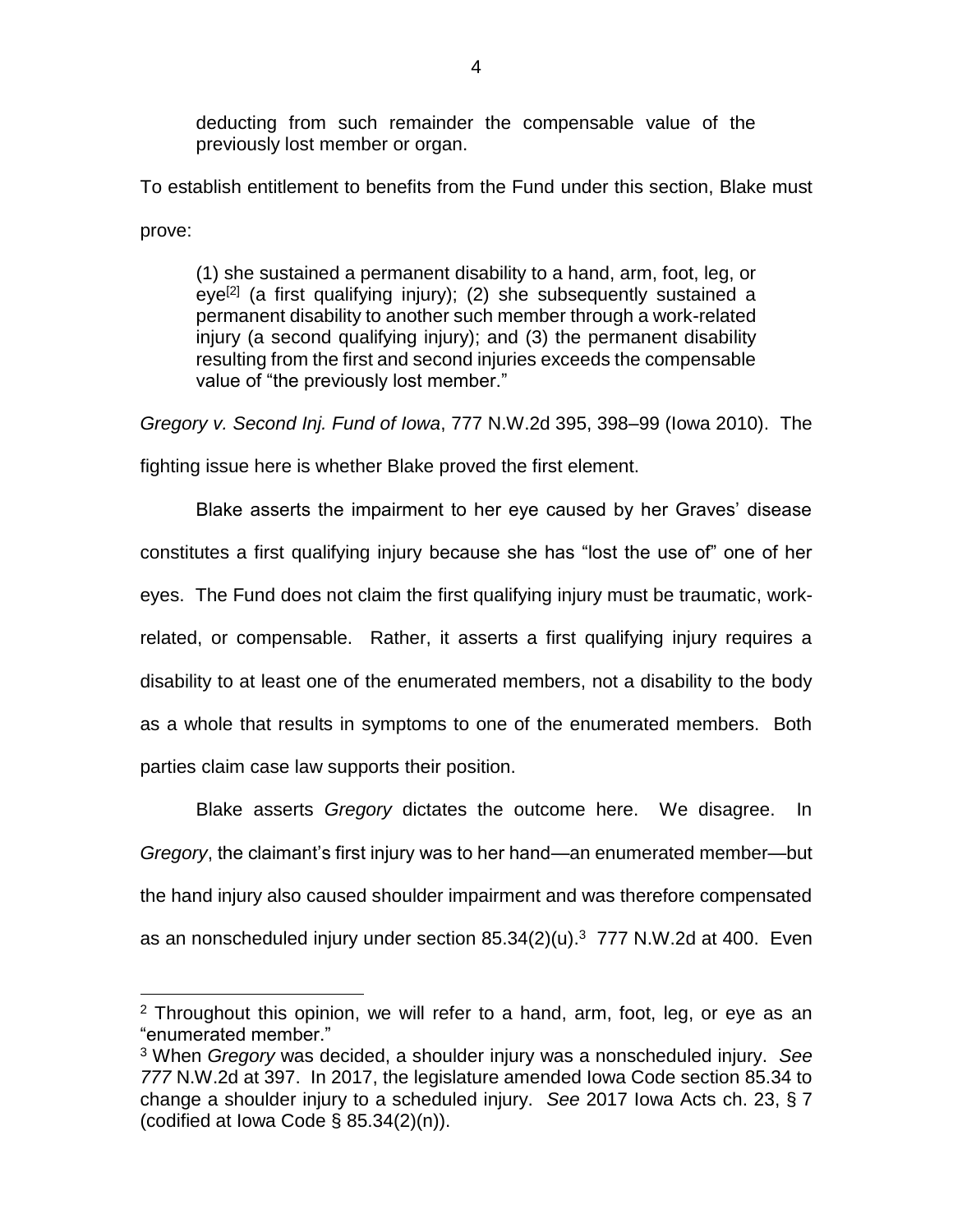> deducting from such remainder the compensable value of the previously lost member or organ.

To establish entitlement to benefits from the Fund under this section, Blake must prove:

> (1) she sustained a permanent disability to a hand, arm, foot, leg, or eye[2] (a first qualifying injury); (2) she subsequently sustained a permanent disability to another such member through a work-related injury (a second qualifying injury); and (3) the permanent disability resulting from the first and second injuries exceeds the compensable value of "the previously lost member."

*Gregory v. Second Inj. Fund of Iowa*, 777 N.W.2d 395, 398–99 (Iowa 2010). The fighting issue here is whether Blake proved the first element.

Blake asserts the impairment to her eye caused by her Graves' disease constitutes a first qualifying injury because she has "lost the use of" one of her eyes. The Fund does not claim the first qualifying injury must be traumatic, work-related, or compensable. Rather, it asserts a first qualifying injury requires a disability to at least one of the enumerated members, not a disability to the body as a whole that results in symptoms to one of the enumerated members. Both parties claim case law supports their position.

Blake asserts *Gregory* dictates the outcome here. We disagree. In *Gregory*, the claimant's first injury was to her hand—an enumerated member—but the hand injury also caused shoulder impairment and was therefore compensated as an nonscheduled injury under section 85.34(2)(u).[3] 777 N.W.2d at 400. Even

---

[2] Throughout this opinion, we will refer to a hand, arm, foot, leg, or eye as an "enumerated member."

[3] When *Gregory* was decided, a shoulder injury was a nonscheduled injury. *See 777* N.W.2d at 397. In 2017, the legislature amended Iowa Code section 85.34 to change a shoulder injury to a scheduled injury. *See* 2017 Iowa Acts ch. 23, § 7 (codified at Iowa Code § 85.34(2)(n)).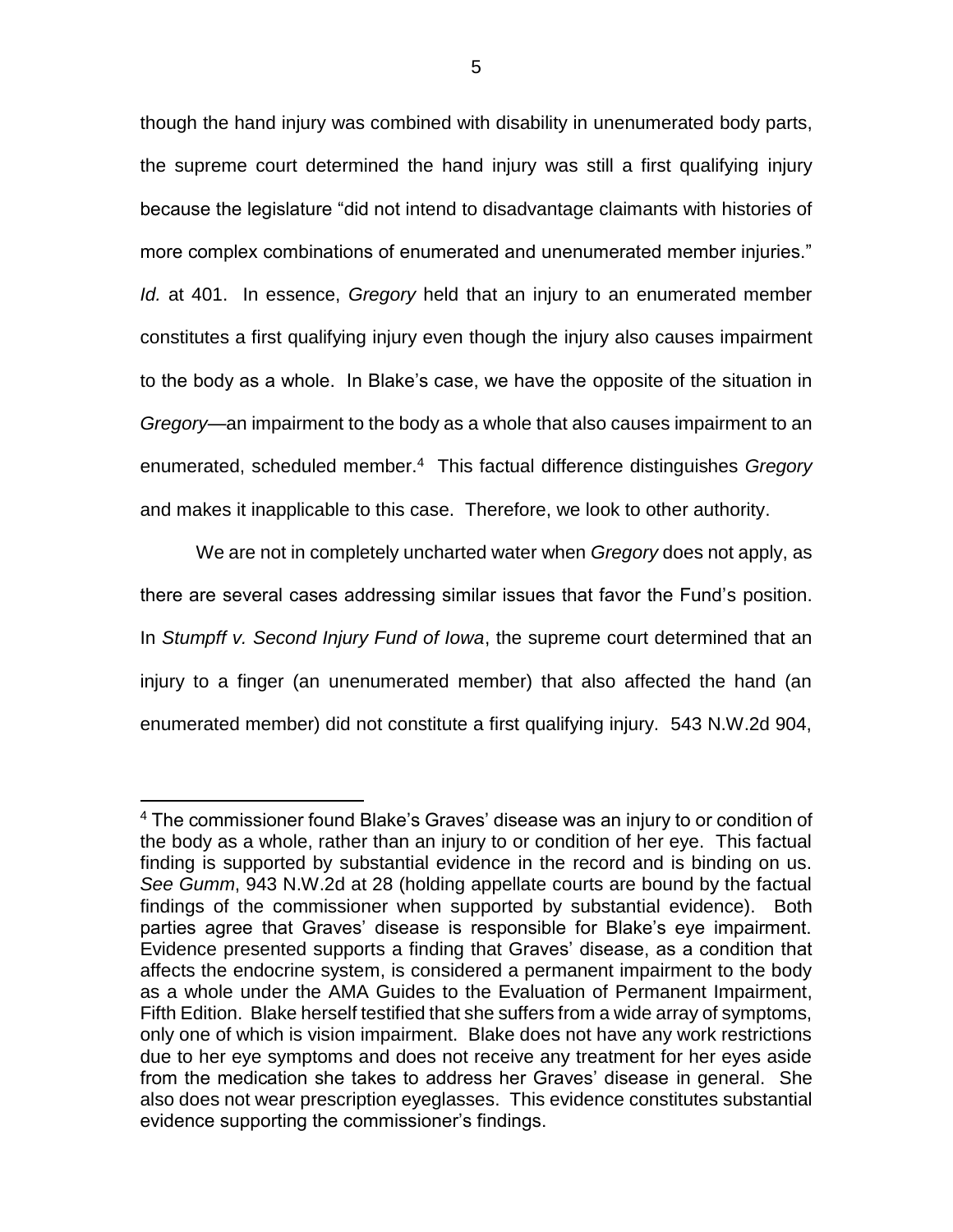though the hand injury was combined with disability in unenumerated body parts, the supreme court determined the hand injury was still a first qualifying injury because the legislature "did not intend to disadvantage claimants with histories of more complex combinations of enumerated and unenumerated member injuries." *Id.* at 401. In essence, *Gregory* held that an injury to an enumerated member constitutes a first qualifying injury even though the injury also causes impairment to the body as a whole. In Blake's case, we have the opposite of the situation in *Gregory*—an impairment to the body as a whole that also causes impairment to an enumerated, scheduled member.[4] This factual difference distinguishes *Gregory* and makes it inapplicable to this case. Therefore, we look to other authority.

We are not in completely uncharted water when *Gregory* does not apply, as there are several cases addressing similar issues that favor the Fund's position. In *Stumpff v. Second Injury Fund of Iowa*, the supreme court determined that an injury to a finger (an unenumerated member) that also affected the hand (an enumerated member) did not constitute a first qualifying injury. 543 N.W.2d 904,

---

[4] The commissioner found Blake's Graves' disease was an injury to or condition of the body as a whole, rather than an injury to or condition of her eye. This factual finding is supported by substantial evidence in the record and is binding on us. *See Gumm*, 943 N.W.2d at 28 (holding appellate courts are bound by the factual findings of the commissioner when supported by substantial evidence). Both parties agree that Graves' disease is responsible for Blake's eye impairment. Evidence presented supports a finding that Graves' disease, as a condition that affects the endocrine system, is considered a permanent impairment to the body as a whole under the AMA Guides to the Evaluation of Permanent Impairment, Fifth Edition. Blake herself testified that she suffers from a wide array of symptoms, only one of which is vision impairment. Blake does not have any work restrictions due to her eye symptoms and does not receive any treatment for her eyes aside from the medication she takes to address her Graves' disease in general. She also does not wear prescription eyeglasses. This evidence constitutes substantial evidence supporting the commissioner's findings.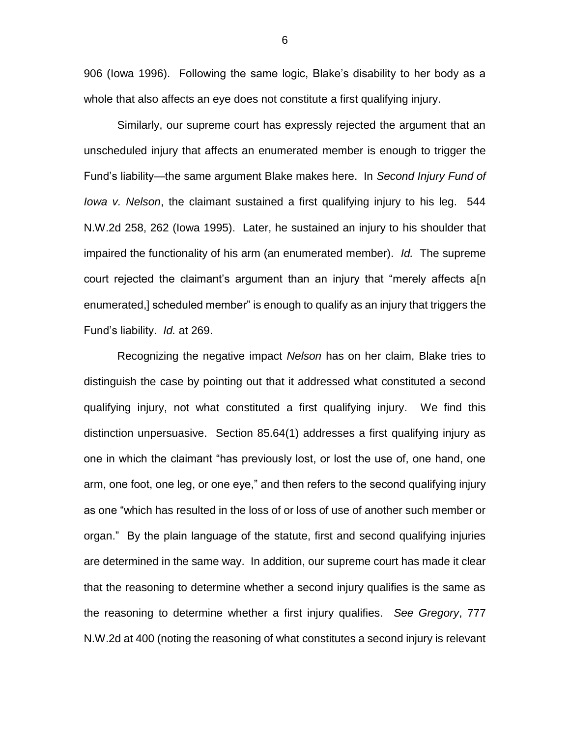906 (Iowa 1996). Following the same logic, Blake's disability to her body as a whole that also affects an eye does not constitute a first qualifying injury.

Similarly, our supreme court has expressly rejected the argument that an unscheduled injury that affects an enumerated member is enough to trigger the Fund's liability—the same argument Blake makes here. In *Second Injury Fund of Iowa v. Nelson*, the claimant sustained a first qualifying injury to his leg. 544 N.W.2d 258, 262 (Iowa 1995). Later, he sustained an injury to his shoulder that impaired the functionality of his arm (an enumerated member). *Id.* The supreme court rejected the claimant's argument than an injury that "merely affects a[n enumerated,] scheduled member" is enough to qualify as an injury that triggers the Fund's liability. *Id.* at 269.

Recognizing the negative impact *Nelson* has on her claim, Blake tries to distinguish the case by pointing out that it addressed what constituted a second qualifying injury, not what constituted a first qualifying injury. We find this distinction unpersuasive. Section 85.64(1) addresses a first qualifying injury as one in which the claimant "has previously lost, or lost the use of, one hand, one arm, one foot, one leg, or one eye," and then refers to the second qualifying injury as one "which has resulted in the loss of or loss of use of another such member or organ." By the plain language of the statute, first and second qualifying injuries are determined in the same way. In addition, our supreme court has made it clear that the reasoning to determine whether a second injury qualifies is the same as the reasoning to determine whether a first injury qualifies. *See Gregory*, 777 N.W.2d at 400 (noting the reasoning of what constitutes a second injury is relevant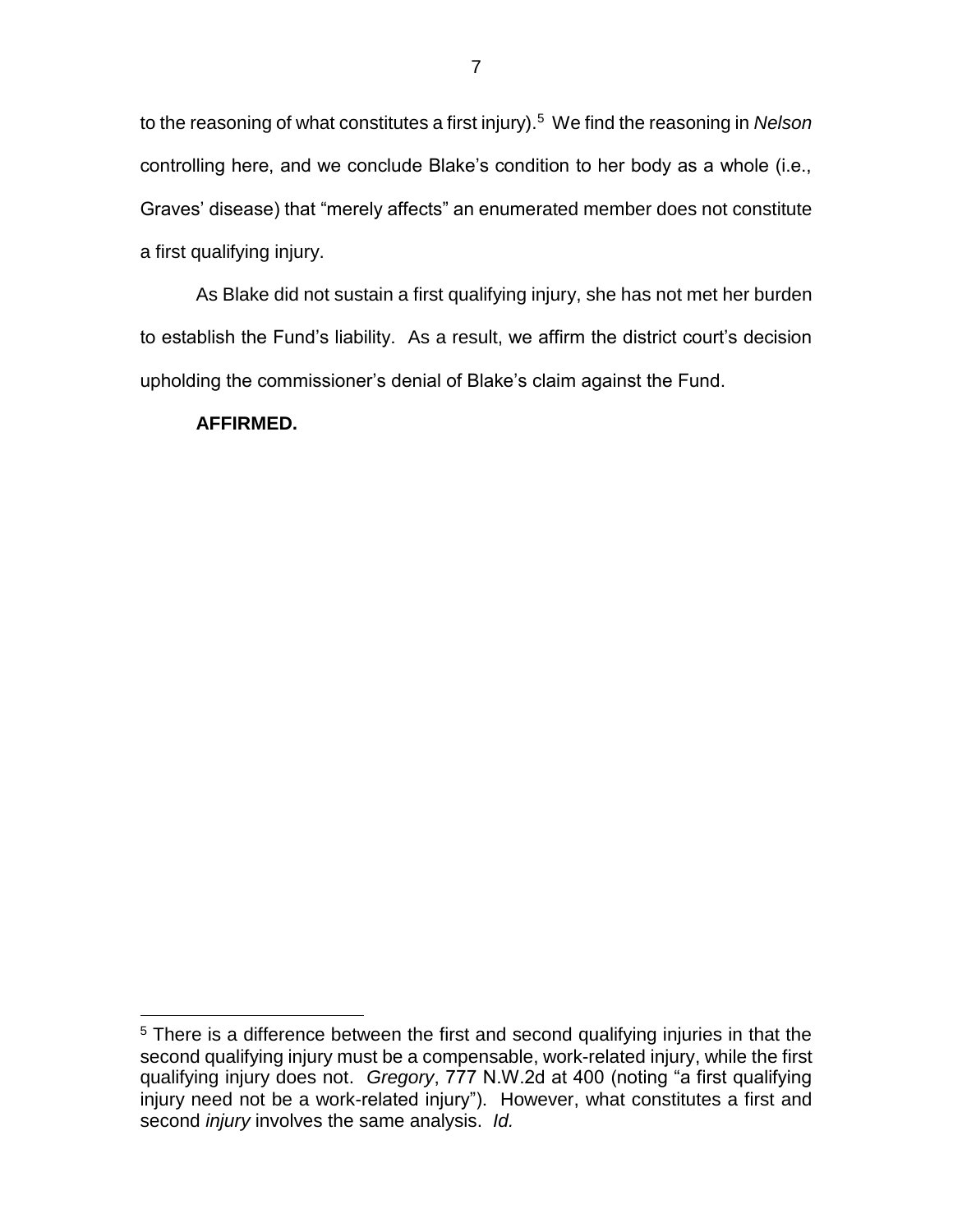to the reasoning of what constitutes a first injury).[5] We find the reasoning in *Nelson* controlling here, and we conclude Blake's condition to her body as a whole (i.e., Graves' disease) that "merely affects" an enumerated member does not constitute a first qualifying injury.

As Blake did not sustain a first qualifying injury, she has not met her burden to establish the Fund's liability. As a result, we affirm the district court's decision upholding the commissioner's denial of Blake's claim against the Fund.

**AFFIRMED.**

[5] There is a difference between the first and second qualifying injuries in that the second qualifying injury must be a compensable, work-related injury, while the first qualifying injury does not. *Gregory*, 777 N.W.2d at 400 (noting "a first qualifying injury need not be a work-related injury"). However, what constitutes a first and second *injury* involves the same analysis. *Id.*